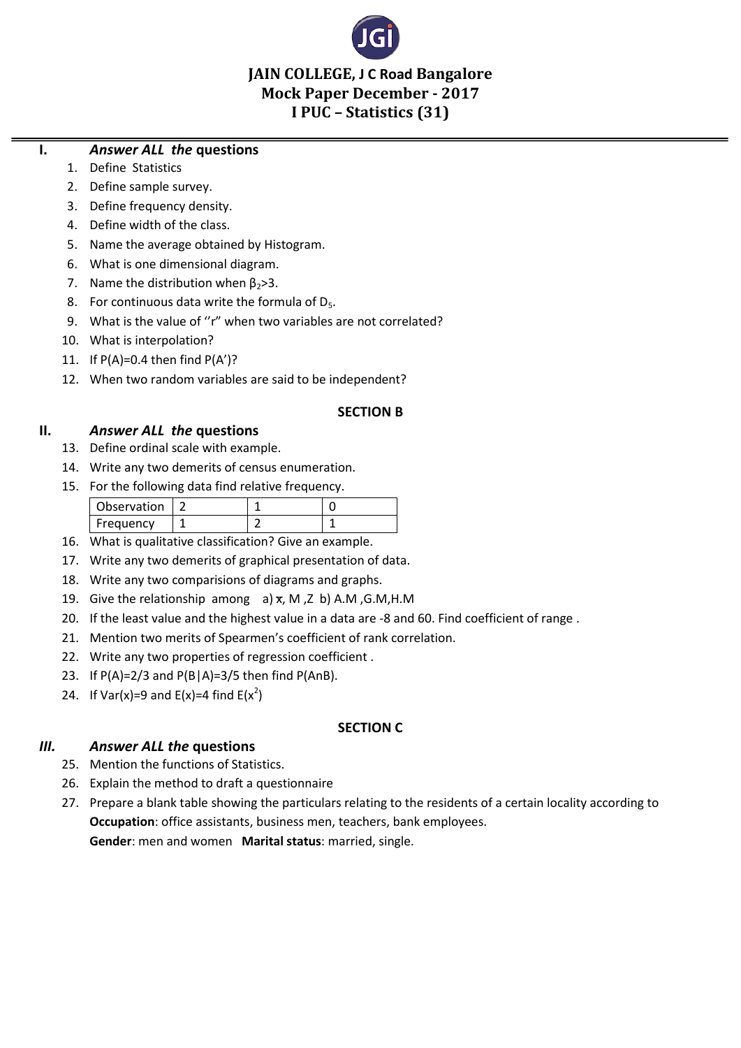# JAIN COLLEGE, J C Road Bangalore
## Mock Paper December - 2017
## I PUC – Statistics (31)

**I. *Answer ALL the* questions**

1. Define Statistics
2. Define sample survey.
3. Define frequency density.
4. Define width of the class.
5. Name the average obtained by Histogram.
6. What is one dimensional diagram.
7. Name the distribution when $\beta_2>3$.
8. For continuous data write the formula of $D_5$.
9. What is the value of ''r" when two variables are not correlated?
10. What is interpolation?
11. If P(A)=0.4 then find P(A')?
12. When two random variables are said to be independent?

### SECTION B

**II. *Answer ALL the* questions**

13. Define ordinal scale with example.
14. Write any two demerits of census enumeration.
15. For the following data find relative frequency.

| Observation | 2 | 1 | 0 |
|---|---|---|---|
| Frequency | 1 | 2 | 1 |

16. What is qualitative classification? Give an example.
17. Write any two demerits of graphical presentation of data.
18. Write any two comparisions of diagrams and graphs.
19. Give the relationship among a) $\bar{x}$, M ,Z b) A.M ,G.M,H.M
20. If the least value and the highest value in a data are -8 and 60. Find coefficient of range .
21. Mention two merits of Spearmen's coefficient of rank correlation.
22. Write any two properties of regression coefficient .
23. If P(A)=2/3 and P(B|A)=3/5 then find P(AnB).
24. If Var(x)=9 and E(x)=4 find $E(x^2)$

### SECTION C

***III. Answer ALL the* questions**

25. Mention the functions of Statistics.
26. Explain the method to draft a questionnaire
27. Prepare a blank table showing the particulars relating to the residents of a certain locality according to **Occupation**: office assistants, business men, teachers, bank employees. **Gender**: men and women **Marital status**: married, single.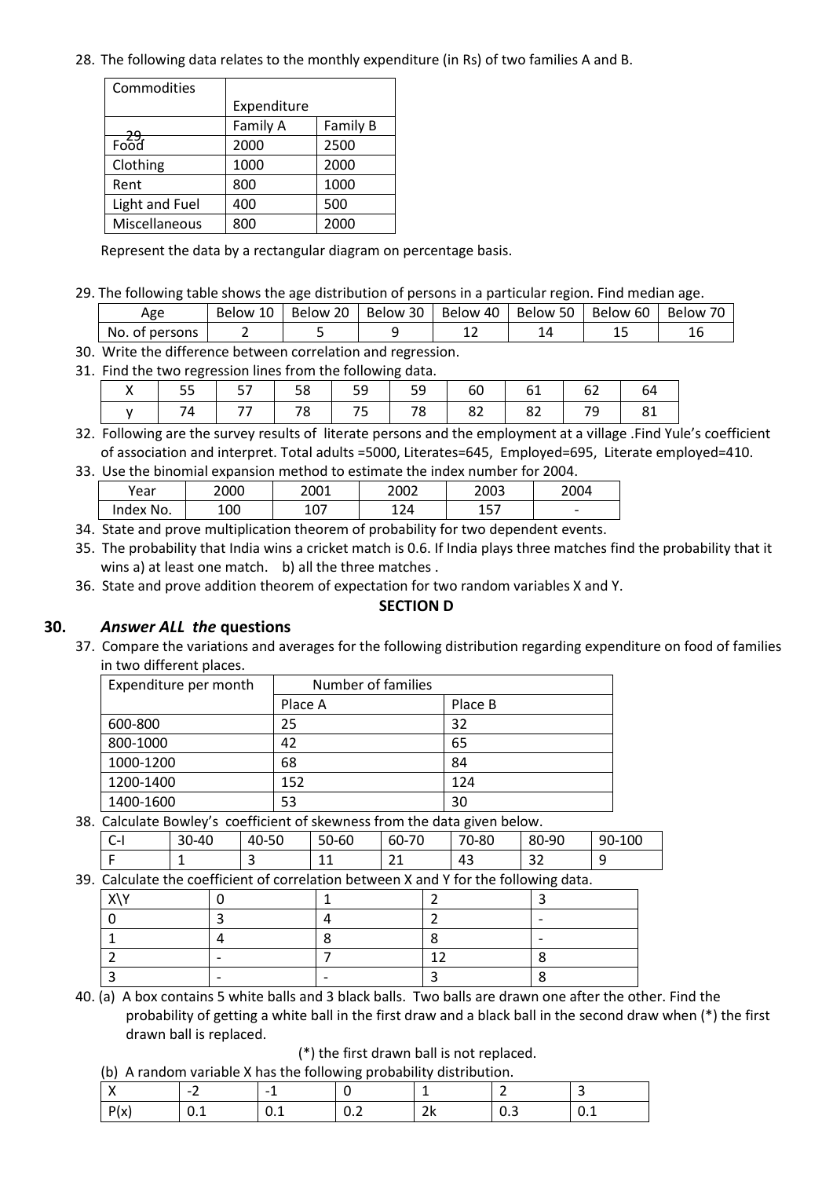28. The following data relates to the monthly expenditure (in Rs) of two families A and B.

| Commodities | Expenditure | |
|---|---|---|
| | Family A | Family B |
| Food | 2000 | 2500 |
| Clothing | 1000 | 2000 |
| Rent | 800 | 1000 |
| Light and Fuel | 400 | 500 |
| Miscellaneous | 800 | 2000 |

Represent the data by a rectangular diagram on percentage basis.

29. The following table shows the age distribution of persons in a particular region. Find median age.

| Age | Below 10 | Below 20 | Below 30 | Below 40 | Below 50 | Below 60 | Below 70 |
|---|---|---|---|---|---|---|---|
| No. of persons | 2 | 5 | 9 | 12 | 14 | 15 | 16 |

30. Write the difference between correlation and regression.

31. Find the two regression lines from the following data.

| X | 55 | 57 | 58 | 59 | 59 | 60 | 61 | 62 | 64 |
|---|---|---|---|---|---|---|---|---|---|
| y | 74 | 77 | 78 | 75 | 78 | 82 | 82 | 79 | 81 |

32. Following are the survey results of literate persons and the employment at a village .Find Yule's coefficient of association and interpret. Total adults =5000, Literates=645, Employed=695, Literate employed=410.

33. Use the binomial expansion method to estimate the index number for 2004.

| Year | 2000 | 2001 | 2002 | 2003 | 2004 |
|---|---|---|---|---|---|
| Index No. | 100 | 107 | 124 | 157 | - |

34. State and prove multiplication theorem of probability for two dependent events.

35. The probability that India wins a cricket match is 0.6. If India plays three matches find the probability that it wins a) at least one match. b) all the three matches .

36. State and prove addition theorem of expectation for two random variables X and Y.

## SECTION D

### *Answer ALL the* questions

37. Compare the variations and averages for the following distribution regarding expenditure on food of families in two different places.

| Expenditure per month | Number of families | |
|---|---|---|
| | Place A | Place B |
| 600-800 | 25 | 32 |
| 800-1000 | 42 | 65 |
| 1000-1200 | 68 | 84 |
| 1200-1400 | 152 | 124 |
| 1400-1600 | 53 | 30 |

38. Calculate Bowley's coefficient of skewness from the data given below.

| C-I | 30-40 | 40-50 | 50-60 | 60-70 | 70-80 | 80-90 | 90-100 |
|---|---|---|---|---|---|---|---|
| F | 1 | 3 | 11 | 21 | 43 | 32 | 9 |

39. Calculate the coefficient of correlation between X and Y for the following data.

| X\Y | 0 | 1 | 2 | 3 |
|---|---|---|---|---|
| 0 | 3 | 4 | 2 | - |
| 1 | 4 | 8 | 8 | - |
| 2 | - | 7 | 12 | 8 |
| 3 | - | - | 3 | 8 |

40. (a) A box contains 5 white balls and 3 black balls. Two balls are drawn one after the other. Find the probability of getting a white ball in the first draw and a black ball in the second draw when (*) the first drawn ball is replaced.

(*) the first drawn ball is not replaced.

(b) A random variable X has the following probability distribution.

| X | -2 | -1 | 0 | 1 | 2 | 3 |
|---|---|---|---|---|---|---|
| P(x) | 0.1 | 0.1 | 0.2 | 2k | 0.3 | 0.1 |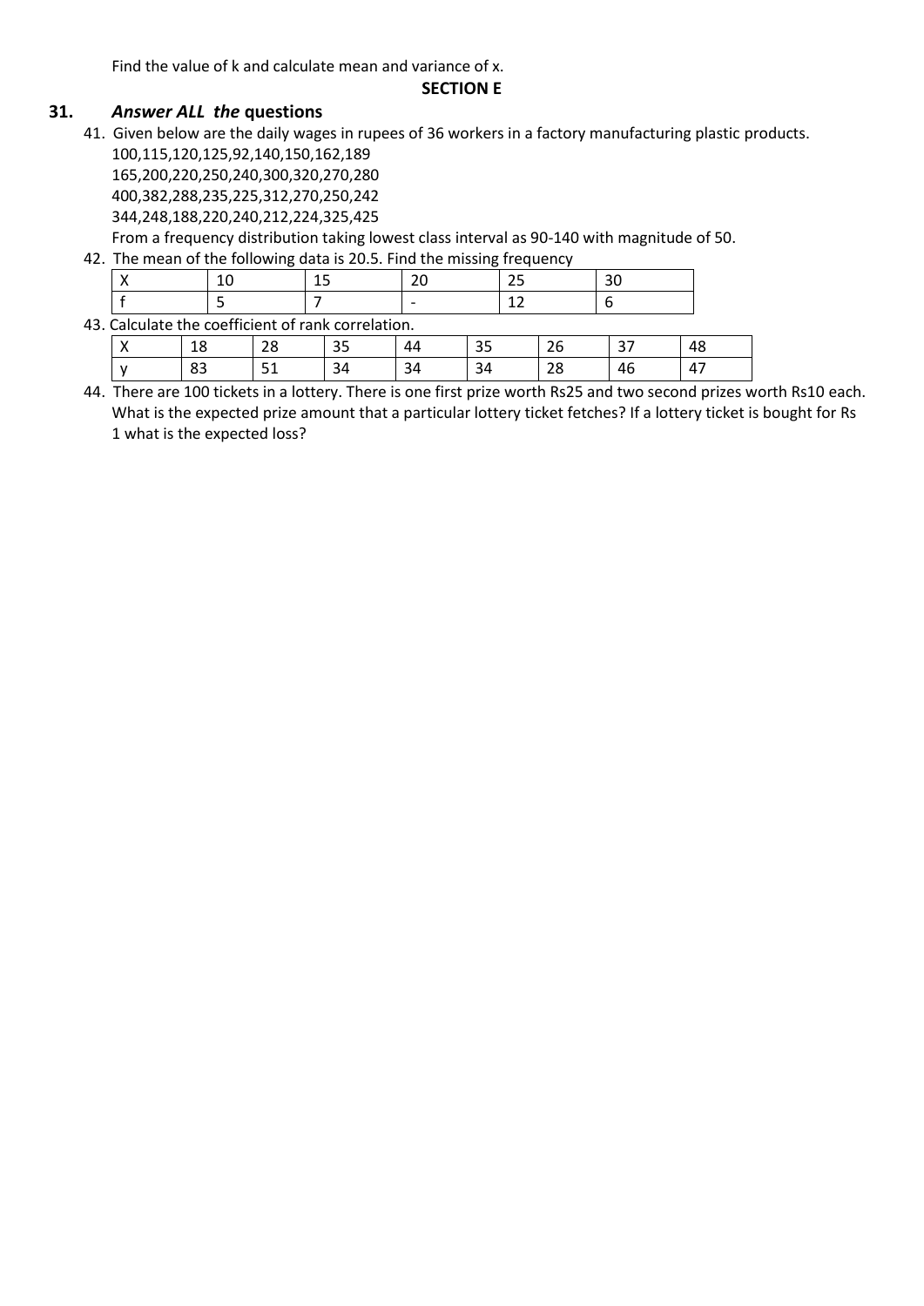Find the value of k and calculate mean and variance of x.

**SECTION E**

**31.** ***Answer ALL the* questions**

41. Given below are the daily wages in rupees of 36 workers in a factory manufacturing plastic products.
    100,115,120,125,92,140,150,162,189
    165,200,220,250,240,300,320,270,280
    400,382,288,235,225,312,270,250,242
    344,248,188,220,240,212,224,325,425
    From a frequency distribution taking lowest class interval as 90-140 with magnitude of 50.

42. The mean of the following data is 20.5. Find the missing frequency

| X | 10 | 15 | 20 | 25 | 30 |
|---|---|---|---|---|---|
| f | 5 | 7 | - | 12 | 6 |

43. Calculate the coefficient of rank correlation.

| X | 18 | 28 | 35 | 44 | 35 | 26 | 37 | 48 |
|---|---|---|---|---|---|---|---|---|
| y | 83 | 51 | 34 | 34 | 34 | 28 | 46 | 47 |

44. There are 100 tickets in a lottery. There is one first prize worth Rs25 and two second prizes worth Rs10 each. What is the expected prize amount that a particular lottery ticket fetches? If a lottery ticket is bought for Rs 1 what is the expected loss?